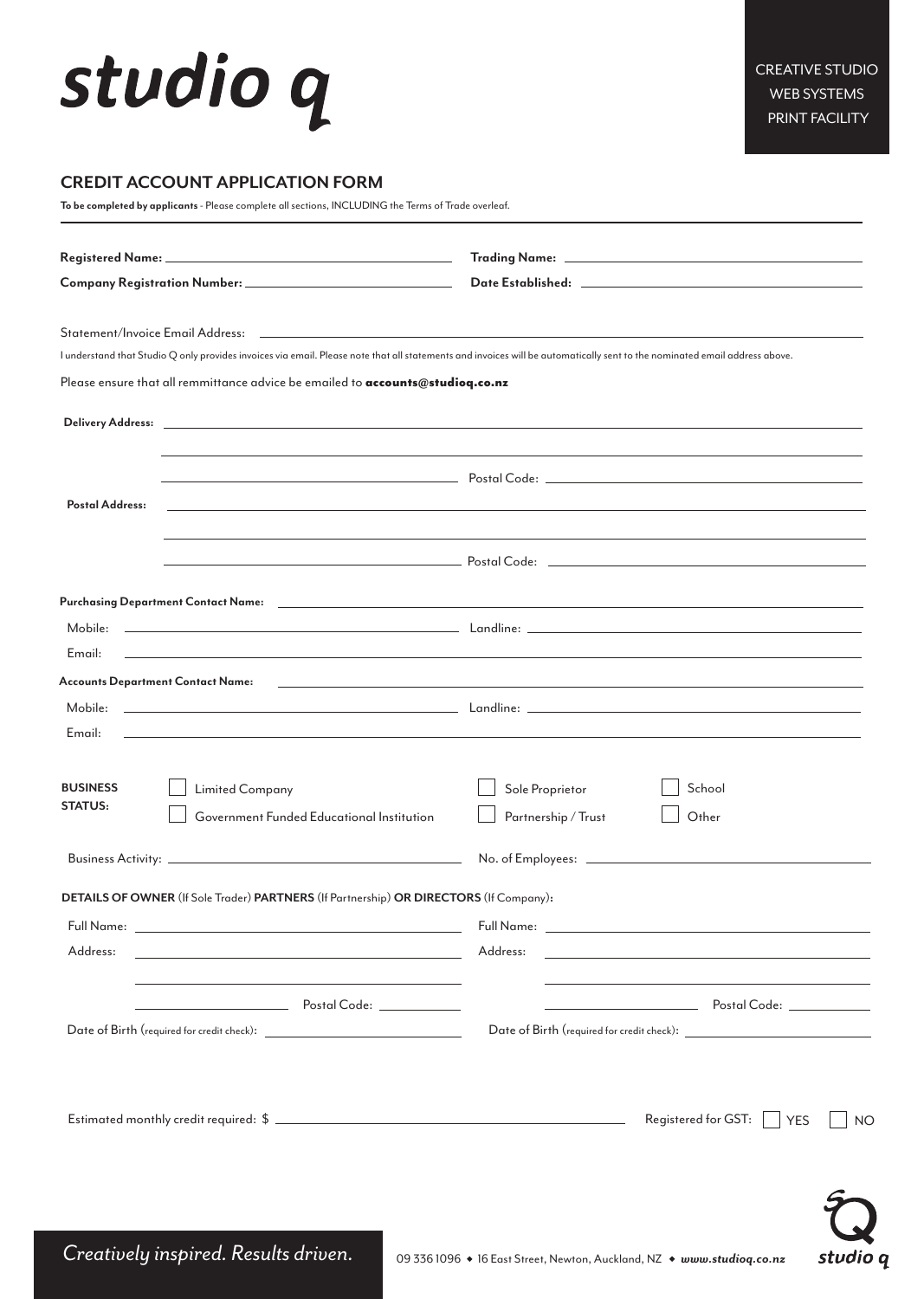# studio q

CREATIVE STUDIO
WEB SYSTEMS
PRINT FACILITY

## CREDIT ACCOUNT APPLICATION FORM

**To be completed by applicants** - Please complete all sections, INCLUDING the Terms of Trade overleaf.

**Registered Name:** ______________________ **Trading Name:** ______________________

**Company Registration Number:** ______________________ **Date Established:** ______________________

Statement/Invoice Email Address: ______________________

I understand that Studio Q only provides invoices via email. Please note that all statements and invoices will be automatically sent to the nominated email address above.

Please ensure that all remmittance advice be emailed to **accounts@studioq.co.nz**

**Delivery Address:** ______________________

______________________

______________________ Postal Code: ______________________

**Postal Address:** ______________________

______________________

______________________ Postal Code: ______________________

**Purchasing Department Contact Name:** ______________________

Mobile: ______________________ Landline: ______________________

Email: ______________________

**Accounts Department Contact Name:** ______________________

Mobile: ______________________ Landline: ______________________

Email: ______________________

**BUSINESS STATUS:**

- ☐ Limited Company
- ☐ Government Funded Educational Institution
- ☐ Sole Proprietor
- ☐ Partnership / Trust
- ☐ School
- ☐ Other

Business Activity: ______________________ No. of Employees: ______________________

**DETAILS OF OWNER** (If Sole Trader) **PARTNERS** (If Partnership) **OR DIRECTORS** (If Company):

Full Name: ______________________ Full Name: ______________________

Address: ______________________ Address: ______________________

______________________ ______________________

______________________ Postal Code: __________ ______________________ Postal Code: __________

Date of Birth (required for credit check): ______________________ Date of Birth (required for credit check): ______________________

Estimated monthly credit required: $ ______________________ Registered for GST: ☐ YES ☐ NO

*Creatively inspired. Results driven.*

09 336 1096 ◆ 16 East Street, Newton, Auckland, NZ ◆ ***www.studioq.co.nz***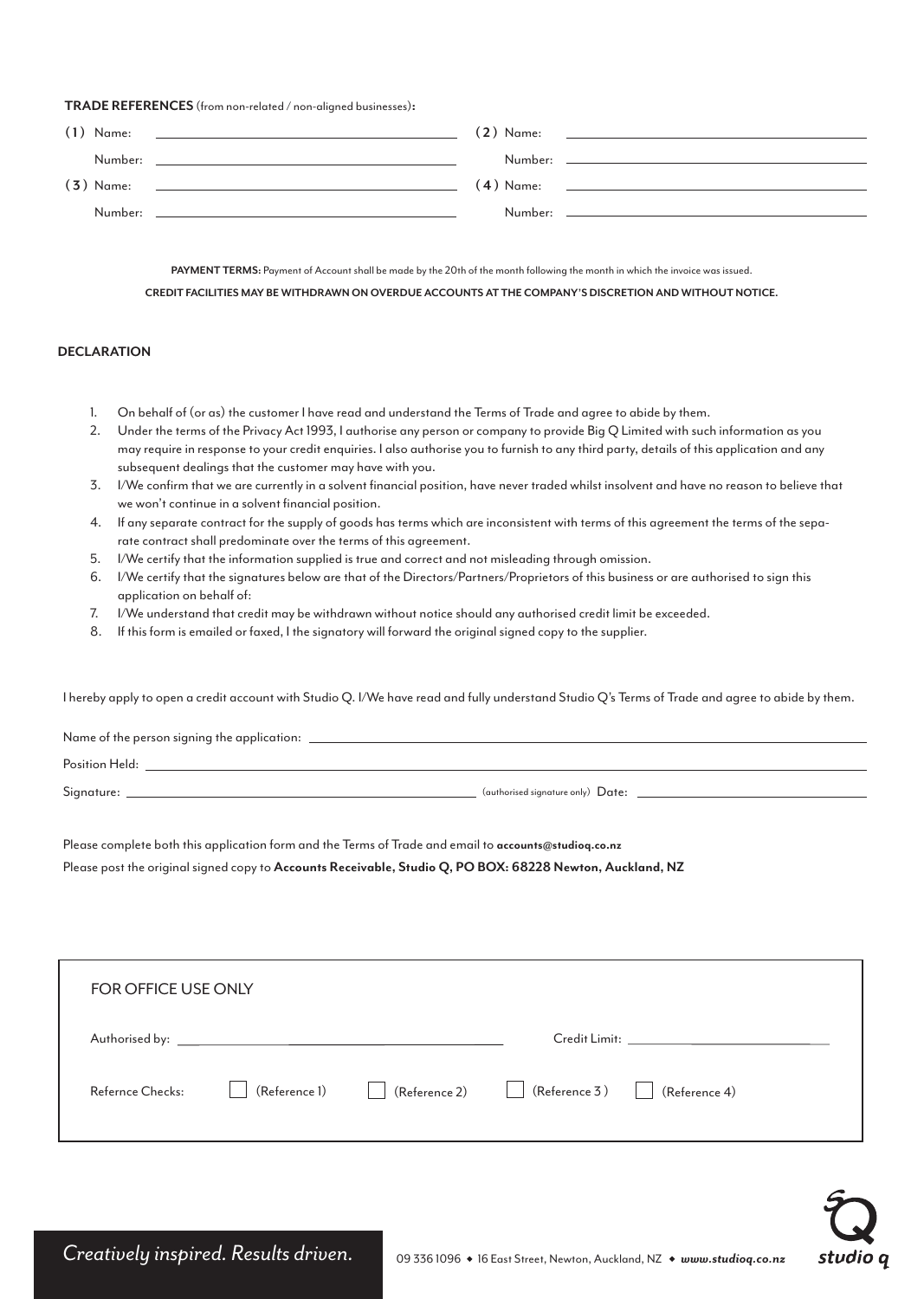**TRADE REFERENCES** (from non-related / non-aligned businesses)**:**

(1) Name: ______________________ (2) Name: ______________________

Number: ______________________ Number: ______________________

(3) Name: ______________________ (4) Name: ______________________

Number: ______________________ Number: ______________________

**PAYMENT TERMS:** Payment of Account shall be made by the 20th of the month following the month in which the invoice was issued.

**CREDIT FACILITIES MAY BE WITHDRAWN ON OVERDUE ACCOUNTS AT THE COMPANY'S DISCRETION AND WITHOUT NOTICE.**

## DECLARATION

1. On behalf of (or as) the customer I have read and understand the Terms of Trade and agree to abide by them.
2. Under the terms of the Privacy Act 1993, I authorise any person or company to provide Big Q Limited with such information as you may require in response to your credit enquiries. I also authorise you to furnish to any third party, details of this application and any subsequent dealings that the customer may have with you.
3. I/We confirm that we are currently in a solvent financial position, have never traded whilst insolvent and have no reason to believe that we won't continue in a solvent financial position.
4. If any separate contract for the supply of goods has terms which are inconsistent with terms of this agreement the terms of the separate contract shall predominate over the terms of this agreement.
5. I/We certify that the information supplied is true and correct and not misleading through omission.
6. I/We certify that the signatures below are that of the Directors/Partners/Proprietors of this business or are authorised to sign this application on behalf of:
7. I/We understand that credit may be withdrawn without notice should any authorised credit limit be exceeded.
8. If this form is emailed or faxed, I the signatory will forward the original signed copy to the supplier.

I hereby apply to open a credit account with Studio Q. I/We have read and fully understand Studio Q's Terms of Trade and agree to abide by them.

Name of the person signing the application: ______________________

Position Held: ______________________

Signature: ______________________ (authorised signature only) Date: ______________________

Please complete both this application form and the Terms of Trade and email to **accounts@studioq.co.nz**

Please post the original signed copy to **Accounts Receivable, Studio Q, PO BOX: 68228 Newton, Auckland, NZ**

FOR OFFICE USE ONLY

Authorised by: ______________________ Credit Limit: ______________________

Refernce Checks: ☐ (Reference 1) ☐ (Reference 2) ☐ (Reference 3) ☐ (Reference 4)

*Creatively inspired. Results driven.*

09 336 1096 ◆ 16 East Street, Newton, Auckland, NZ ◆ ***www.studioq.co.nz***

studio q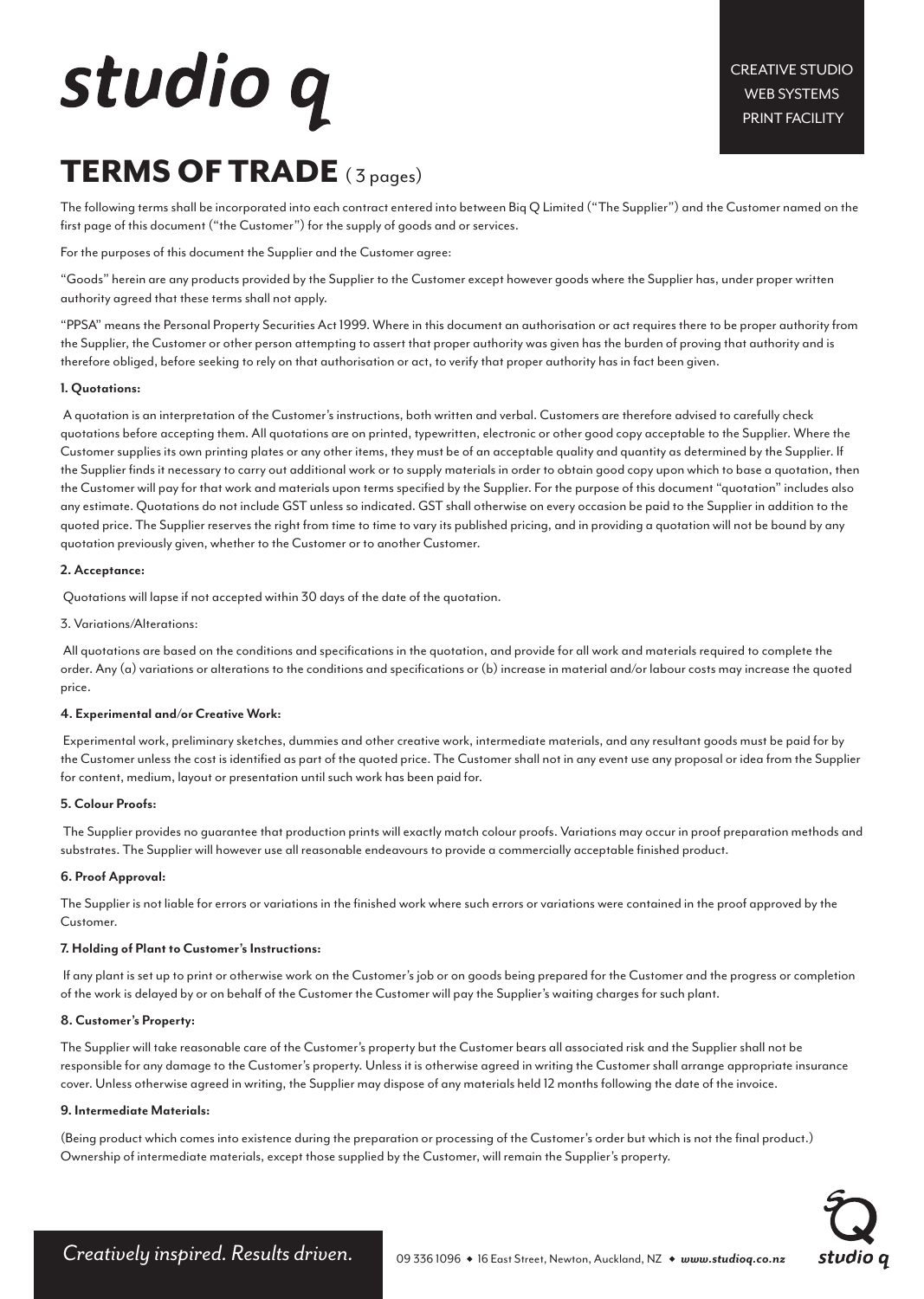# studio q

CREATIVE STUDIO
WEB SYSTEMS
PRINT FACILITY

## TERMS OF TRADE ( 3 pages)

The following terms shall be incorporated into each contract entered into between Biq Q Limited ("The Supplier") and the Customer named on the first page of this document ("the Customer") for the supply of goods and or services.

For the purposes of this document the Supplier and the Customer agree:

"Goods" herein are any products provided by the Supplier to the Customer except however goods where the Supplier has, under proper written authority agreed that these terms shall not apply.

"PPSA" means the Personal Property Securities Act 1999. Where in this document an authorisation or act requires there to be proper authority from the Supplier, the Customer or other person attempting to assert that proper authority was given has the burden of proving that authority and is therefore obliged, before seeking to rely on that authorisation or act, to verify that proper authority has in fact been given.

**1. Quotations:**

A quotation is an interpretation of the Customer's instructions, both written and verbal. Customers are therefore advised to carefully check quotations before accepting them. All quotations are on printed, typewritten, electronic or other good copy acceptable to the Supplier. Where the Customer supplies its own printing plates or any other items, they must be of an acceptable quality and quantity as determined by the Supplier. If the Supplier finds it necessary to carry out additional work or to supply materials in order to obtain good copy upon which to base a quotation, then the Customer will pay for that work and materials upon terms specified by the Supplier. For the purpose of this document "quotation" includes also any estimate. Quotations do not include GST unless so indicated. GST shall otherwise on every occasion be paid to the Supplier in addition to the quoted price. The Supplier reserves the right from time to time to vary its published pricing, and in providing a quotation will not be bound by any quotation previously given, whether to the Customer or to another Customer.

**2. Acceptance:**

Quotations will lapse if not accepted within 30 days of the date of the quotation.

3. Variations/Alterations:

All quotations are based on the conditions and specifications in the quotation, and provide for all work and materials required to complete the order. Any (a) variations or alterations to the conditions and specifications or (b) increase in material and/or labour costs may increase the quoted price.

**4. Experimental and/or Creative Work:**

Experimental work, preliminary sketches, dummies and other creative work, intermediate materials, and any resultant goods must be paid for by the Customer unless the cost is identified as part of the quoted price. The Customer shall not in any event use any proposal or idea from the Supplier for content, medium, layout or presentation until such work has been paid for.

**5. Colour Proofs:**

The Supplier provides no guarantee that production prints will exactly match colour proofs. Variations may occur in proof preparation methods and substrates. The Supplier will however use all reasonable endeavours to provide a commercially acceptable finished product.

**6. Proof Approval:**

The Supplier is not liable for errors or variations in the finished work where such errors or variations were contained in the proof approved by the Customer.

**7. Holding of Plant to Customer's Instructions:**

If any plant is set up to print or otherwise work on the Customer's job or on goods being prepared for the Customer and the progress or completion of the work is delayed by or on behalf of the Customer the Customer will pay the Supplier's waiting charges for such plant.

**8. Customer's Property:**

The Supplier will take reasonable care of the Customer's property but the Customer bears all associated risk and the Supplier shall not be responsible for any damage to the Customer's property. Unless it is otherwise agreed in writing the Customer shall arrange appropriate insurance cover. Unless otherwise agreed in writing, the Supplier may dispose of any materials held 12 months following the date of the invoice.

**9. Intermediate Materials:**

(Being product which comes into existence during the preparation or processing of the Customer's order but which is not the final product.) Ownership of intermediate materials, except those supplied by the Customer, will remain the Supplier's property.

*Creatively inspired. Results driven.*

09 336 1096 ◆ 16 East Street, Newton, Auckland, NZ ◆ ***www.studioq.co.nz***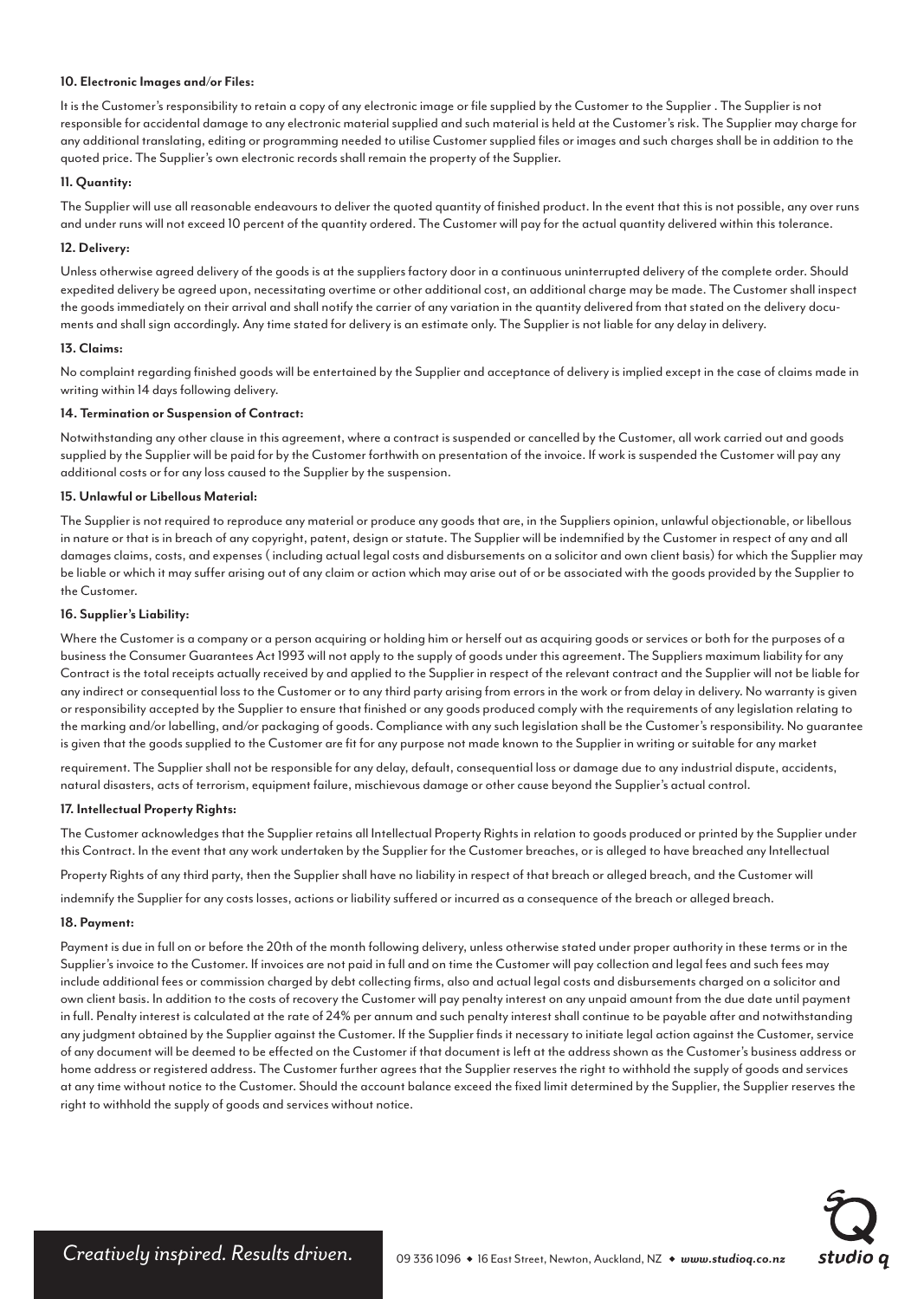**10. Electronic Images and/or Files:**

It is the Customer's responsibility to retain a copy of any electronic image or file supplied by the Customer to the Supplier . The Supplier is not responsible for accidental damage to any electronic material supplied and such material is held at the Customer's risk. The Supplier may charge for any additional translating, editing or programming needed to utilise Customer supplied files or images and such charges shall be in addition to the quoted price. The Supplier's own electronic records shall remain the property of the Supplier.

**11. Quantity:**

The Supplier will use all reasonable endeavours to deliver the quoted quantity of finished product. In the event that this is not possible, any over runs and under runs will not exceed 10 percent of the quantity ordered. The Customer will pay for the actual quantity delivered within this tolerance.

**12. Delivery:**

Unless otherwise agreed delivery of the goods is at the suppliers factory door in a continuous uninterrupted delivery of the complete order. Should expedited delivery be agreed upon, necessitating overtime or other additional cost, an additional charge may be made. The Customer shall inspect the goods immediately on their arrival and shall notify the carrier of any variation in the quantity delivered from that stated on the delivery documents and shall sign accordingly. Any time stated for delivery is an estimate only. The Supplier is not liable for any delay in delivery.

**13. Claims:**

No complaint regarding finished goods will be entertained by the Supplier and acceptance of delivery is implied except in the case of claims made in writing within 14 days following delivery.

**14. Termination or Suspension of Contract:**

Notwithstanding any other clause in this agreement, where a contract is suspended or cancelled by the Customer, all work carried out and goods supplied by the Supplier will be paid for by the Customer forthwith on presentation of the invoice. If work is suspended the Customer will pay any additional costs or for any loss caused to the Supplier by the suspension.

**15. Unlawful or Libellous Material:**

The Supplier is not required to reproduce any material or produce any goods that are, in the Suppliers opinion, unlawful objectionable, or libellous in nature or that is in breach of any copyright, patent, design or statute. The Supplier will be indemnified by the Customer in respect of any and all damages claims, costs, and expenses ( including actual legal costs and disbursements on a solicitor and own client basis) for which the Supplier may be liable or which it may suffer arising out of any claim or action which may arise out of or be associated with the goods provided by the Supplier to the Customer.

**16. Supplier's Liability:**

Where the Customer is a company or a person acquiring or holding him or herself out as acquiring goods or services or both for the purposes of a business the Consumer Guarantees Act 1993 will not apply to the supply of goods under this agreement. The Suppliers maximum liability for any Contract is the total receipts actually received by and applied to the Supplier in respect of the relevant contract and the Supplier will not be liable for any indirect or consequential loss to the Customer or to any third party arising from errors in the work or from delay in delivery. No warranty is given or responsibility accepted by the Supplier to ensure that finished or any goods produced comply with the requirements of any legislation relating to the marking and/or labelling, and/or packaging of goods. Compliance with any such legislation shall be the Customer's responsibility. No guarantee is given that the goods supplied to the Customer are fit for any purpose not made known to the Supplier in writing or suitable for any market requirement. The Supplier shall not be responsible for any delay, default, consequential loss or damage due to any industrial dispute, accidents, natural disasters, acts of terrorism, equipment failure, mischievous damage or other cause beyond the Supplier's actual control.

**17. Intellectual Property Rights:**

The Customer acknowledges that the Supplier retains all Intellectual Property Rights in relation to goods produced or printed by the Supplier under this Contract. In the event that any work undertaken by the Supplier for the Customer breaches, or is alleged to have breached any Intellectual Property Rights of any third party, then the Supplier shall have no liability in respect of that breach or alleged breach, and the Customer will indemnify the Supplier for any costs losses, actions or liability suffered or incurred as a consequence of the breach or alleged breach.

**18. Payment:**

Payment is due in full on or before the 20th of the month following delivery, unless otherwise stated under proper authority in these terms or in the Supplier's invoice to the Customer. If invoices are not paid in full and on time the Customer will pay collection and legal fees and such fees may include additional fees or commission charged by debt collecting firms, also and actual legal costs and disbursements charged on a solicitor and own client basis. In addition to the costs of recovery the Customer will pay penalty interest on any unpaid amount from the due date until payment in full. Penalty interest is calculated at the rate of 24% per annum and such penalty interest shall continue to be payable after and notwithstanding any judgment obtained by the Supplier against the Customer. If the Supplier finds it necessary to initiate legal action against the Customer, service of any document will be deemed to be effected on the Customer if that document is left at the address shown as the Customer's business address or home address or registered address. The Customer further agrees that the Supplier reserves the right to withhold the supply of goods and services at any time without notice to the Customer. Should the account balance exceed the fixed limit determined by the Supplier, the Supplier reserves the right to withhold the supply of goods and services without notice.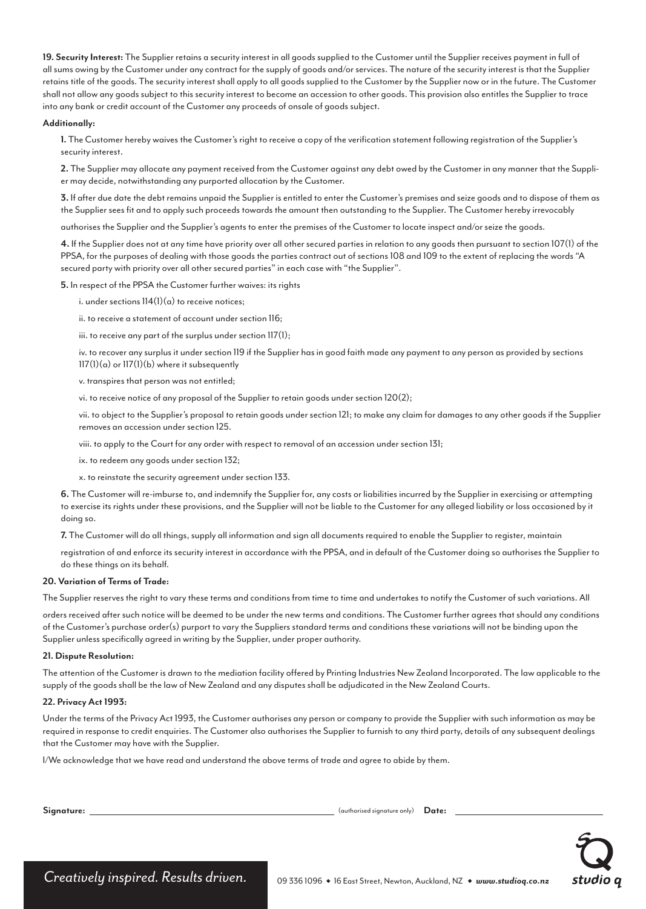**19. Security Interest:** The Supplier retains a security interest in all goods supplied to the Customer until the Supplier receives payment in full of all sums owing by the Customer under any contract for the supply of goods and/or services. The nature of the security interest is that the Supplier retains title of the goods. The security interest shall apply to all goods supplied to the Customer by the Supplier now or in the future. The Customer shall not allow any goods subject to this security interest to become an accession to other goods. This provision also entitles the Supplier to trace into any bank or credit account of the Customer any proceeds of onsale of goods subject.

**Additionally:**

**1.** The Customer hereby waives the Customer's right to receive a copy of the verification statement following registration of the Supplier's security interest.

**2.** The Supplier may allocate any payment received from the Customer against any debt owed by the Customer in any manner that the Supplier may decide, notwithstanding any purported allocation by the Customer.

**3.** If after due date the debt remains unpaid the Supplier is entitled to enter the Customer's premises and seize goods and to dispose of them as the Supplier sees fit and to apply such proceeds towards the amount then outstanding to the Supplier. The Customer hereby irrevocably authorises the Supplier and the Supplier's agents to enter the premises of the Customer to locate inspect and/or seize the goods.

**4.** If the Supplier does not at any time have priority over all other secured parties in relation to any goods then pursuant to section 107(1) of the PPSA, for the purposes of dealing with those goods the parties contract out of sections 108 and 109 to the extent of replacing the words "A secured party with priority over all other secured parties" in each case with "the Supplier".

**5.** In respect of the PPSA the Customer further waives: its rights

i. under sections 114(1)(a) to receive notices;

ii. to receive a statement of account under section 116;

iii. to receive any part of the surplus under section 117(1);

iv. to recover any surplus it under section 119 if the Supplier has in good faith made any payment to any person as provided by sections 117(1)(a) or 117(1)(b) where it subsequently

v. transpires that person was not entitled;

vi. to receive notice of any proposal of the Supplier to retain goods under section 120(2);

vii. to object to the Supplier's proposal to retain goods under section 121; to make any claim for damages to any other goods if the Supplier removes an accession under section 125.

viii. to apply to the Court for any order with respect to removal of an accession under section 131;

ix. to redeem any goods under section 132;

x. to reinstate the security agreement under section 133.

**6.** The Customer will re-imburse to, and indemnify the Supplier for, any costs or liabilities incurred by the Supplier in exercising or attempting to exercise its rights under these provisions, and the Supplier will not be liable to the Customer for any alleged liability or loss occasioned by it doing so.

**7.** The Customer will do all things, supply all information and sign all documents required to enable the Supplier to register, maintain registration of and enforce its security interest in accordance with the PPSA, and in default of the Customer doing so authorises the Supplier to do these things on its behalf.

**20. Variation of Terms of Trade:**

The Supplier reserves the right to vary these terms and conditions from time to time and undertakes to notify the Customer of such variations. All orders received after such notice will be deemed to be under the new terms and conditions. The Customer further agrees that should any conditions of the Customer's purchase order(s) purport to vary the Suppliers standard terms and conditions these variations will not be binding upon the Supplier unless specifically agreed in writing by the Supplier, under proper authority.

**21. Dispute Resolution:**

The attention of the Customer is drawn to the mediation facility offered by Printing Industries New Zealand Incorporated. The law applicable to the supply of the goods shall be the law of New Zealand and any disputes shall be adjudicated in the New Zealand Courts.

**22. Privacy Act 1993:**

Under the terms of the Privacy Act 1993, the Customer authorises any person or company to provide the Supplier with such information as may be required in response to credit enquiries. The Customer also authorises the Supplier to furnish to any third party, details of any subsequent dealings that the Customer may have with the Supplier.

I/We acknowledge that we have read and understand the above terms of trade and agree to abide by them.

**Signature:** ______________________________ (authorised signature only) **Date:** ____________________

*Creatively inspired. Results driven.*

09 336 1096 ◆ 16 East Street, Newton, Auckland, NZ ◆ ***www.studioq.co.nz***

studio q